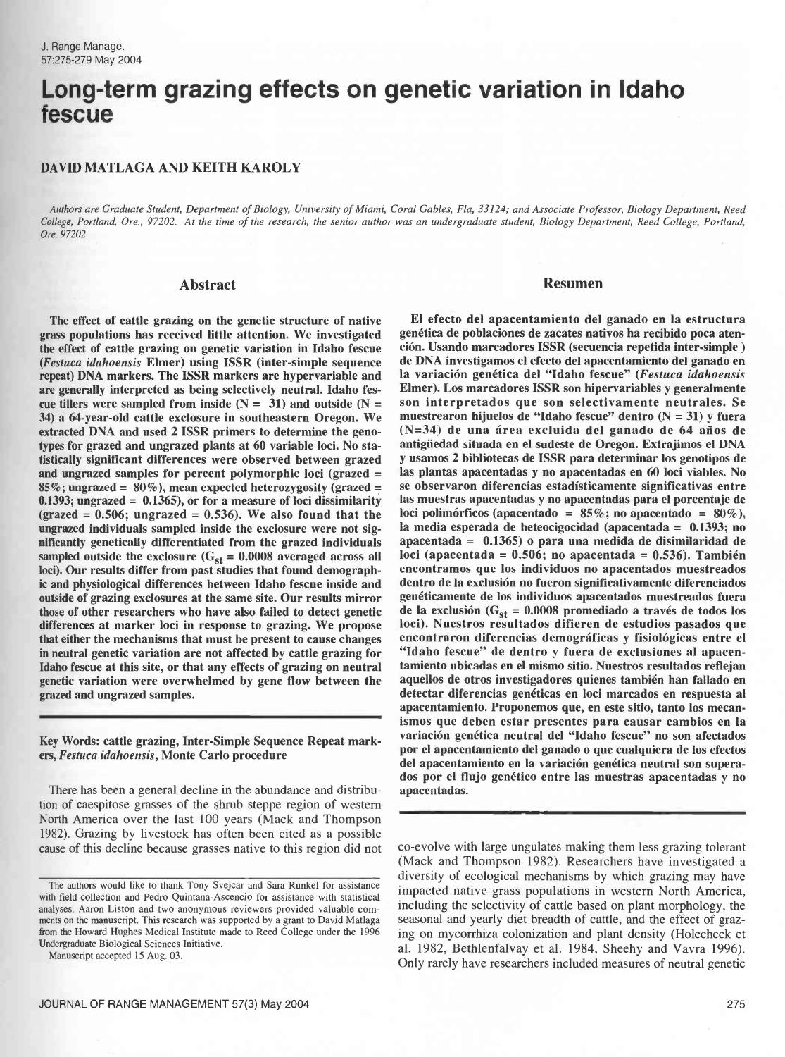# Long-term grazing effects on genetic variation in Idaho fescue

**DAVID MATLAGA AND KEITH KAROLY**

*Authors are Graduate Student, Department of Biology, University of Miami, Coral Gables, Fla, 33124; and Associate Professor, Biology Department, Reed College, Portland, Ore., 97202. At the time of the research, the senior author was an undergraduate student, Biology Department, Reed College, Portland, Ore. 97202.*

## Abstract

**The effect of cattle grazing on the genetic structure of native grass populations has received little attention. We investigated the effect of cattle grazing on genetic variation in Idaho fescue (*Festuca idahoensis* Elmer) using ISSR (inter-simple sequence repeat) DNA markers. The ISSR markers are hypervariable and are generally interpreted as being selectively neutral. Idaho fescue tillers were sampled from inside (N = 31) and outside (N = 34) a 64-year-old cattle exclosure in southeastern Oregon. We extracted DNA and used 2 ISSR primers to determine the genotypes for grazed and ungrazed plants at 60 variable loci. No statistically significant differences were observed between grazed and ungrazed samples for percent polymorphic loci (grazed = 85%; ungrazed = 80%), mean expected heterozygosity (grazed = 0.1393; ungrazed = 0.1365), or for a measure of loci dissimilarity (grazed = 0.506; ungrazed = 0.536). We also found that the ungrazed individuals sampled inside the exclosure were not significantly genetically differentiated from the grazed individuals sampled outside the exclosure ($G_{st}$ = 0.0008 averaged across all loci). Our results differ from past studies that found demographic and physiological differences between Idaho fescue inside and outside of grazing exclosures at the same site. Our results mirror those of other researchers who have also failed to detect genetic differences at marker loci in response to grazing. We propose that either the mechanisms that must be present to cause changes in neutral genetic variation are not affected by cattle grazing for Idaho fescue at this site, or that any effects of grazing on neutral genetic variation were overwhelmed by gene flow between the grazed and ungrazed samples.**

**Key Words: cattle grazing, Inter-Simple Sequence Repeat markers, *Festuca idahoensis*, Monte Carlo procedure**

## Resumen

**El efecto del apacentamiento del ganado en la estructura genética de poblaciones de zacates nativos ha recibido poca atención. Usando marcadores ISSR (secuencia repetida inter-simple ) de DNA investigamos el efecto del apacentamiento del ganado en la variación genética del "Idaho fescue" (*Festuca idahoensis* Elmer). Los marcadores ISSR son hipervariables y generalmente son interpretados que son selectivamente neutrales. Se muestrearon hijuelos de "Idaho fescue" dentro (N = 31) y fuera (N=34) de una área excluida del ganado de 64 años de antigüedad situada en el sudeste de Oregon. Extrajimos el DNA y usamos 2 bibliotecas de ISSR para determinar los genotipos de las plantas apacentadas y no apacentadas en 60 loci viables. No se observaron diferencias estadísticamente significativas entre las muestras apacentadas y no apacentadas para el porcentaje de loci polimórficos (apacentado = 85%; no apacentado = 80%), la media esperada de heteocigocidad (apacentada = 0.1393; no apacentada = 0.1365) o para una medida de disimilaridad de loci (apacentada = 0.506; no apacentada = 0.536). También encontramos que los individuos no apacentados muestreados dentro de la exclusión no fueron significativamente diferenciados genéticamente de los individuos apacentados muestreados fuera de la exclusión ($G_{st}$ = 0.0008 promediado a través de todos los loci). Nuestros resultados difieren de estudios pasados que encontraron diferencias demográficas y fisiológicas entre el "Idaho fescue" de dentro y fuera de exclusiones al apacentamiento ubicadas en el mismo sitio. Nuestros resultados reflejan aquellos de otros investigadores quienes también han fallado en detectar diferencias genéticas en loci marcados en respuesta al apacentamiento. Proponemos que, en este sitio, tanto los mecanismos que deben estar presentes para causar cambios en la variación genética neutral del "Idaho fescue" no son afectados por el apacentamiento del ganado o que cualquiera de los efectos del apacentamiento en la variación genética neutral son superados por el flujo genético entre las muestras apacentadas y no apacentadas.**

There has been a general decline in the abundance and distribution of caespitose grasses of the shrub steppe region of western North America over the last 100 years (Mack and Thompson 1982). Grazing by livestock has often been cited as a possible cause of this decline because grasses native to this region did not co-evolve with large ungulates making them less grazing tolerant (Mack and Thompson 1982). Researchers have investigated a diversity of ecological mechanisms by which grazing may have impacted native grass populations in western North America, including the selectivity of cattle based on plant morphology, the seasonal and yearly diet breadth of cattle, and the effect of grazing on mycorrhiza colonization and plant density (Holecheck et al. 1982, Bethlenfalvay et al. 1984, Sheehy and Vavra 1996). Only rarely have researchers included measures of neutral genetic

The authors would like to thank Tony Svejcar and Sara Runkel for assistance with field collection and Pedro Quintana-Ascencio for assistance with statistical analyses. Aaron Liston and two anonymous reviewers provided valuable comments on the manuscript. This research was supported by a grant to David Matlaga from the Howard Hughes Medical Institute made to Reed College under the 1996 Undergraduate Biological Sciences Initiative.

Manuscript accepted 15 Aug. 03.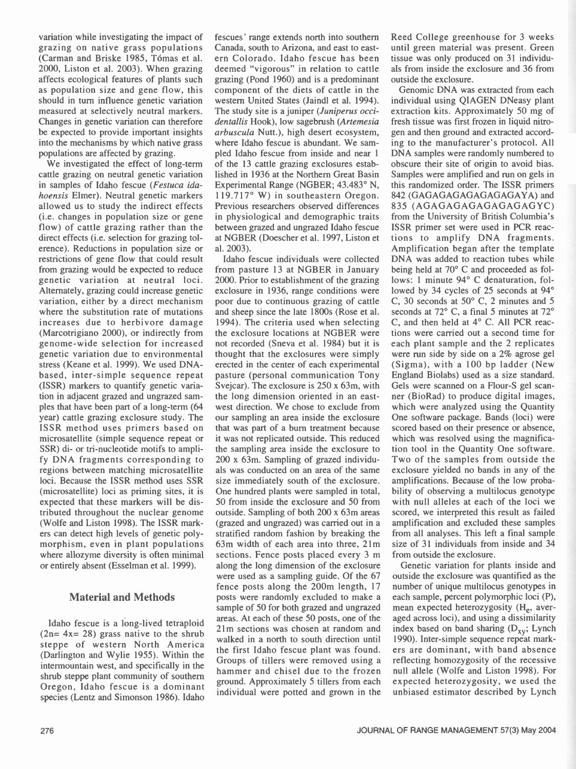variation while investigating the impact of grazing on native grass populations (Carman and Briske 1985, Tómas et al. 2000, Liston et al. 2003). When grazing affects ecological features of plants such as population size and gene flow, this should in turn influence genetic variation measured at selectively neutral markers. Changes in genetic variation can therefore be expected to provide important insights into the mechanisms by which native grass populations are affected by grazing.

We investigated the effect of long-term cattle grazing on neutral genetic variation in samples of Idaho fescue (*Festuca idahoensis* Elmer). Neutral genetic markers allowed us to study the indirect effects (i.e. changes in population size or gene flow) of cattle grazing rather than the direct effects (i.e. selection for grazing tolerence). Reductions in population size or restrictions of gene flow that could result from grazing would be expected to reduce genetic variation at neutral loci. Alternately, grazing could increase genetic variation, either by a direct mechanism where the substitution rate of mutations increases due to herbivore damage (Marcotrigiano 2000), or indirectly from genome-wide selection for increased genetic variation due to environmental stress (Keane et al. 1999). We used DNA-based, inter-simple sequence repeat (ISSR) markers to quantify genetic variation in adjacent grazed and ungrazed samples that have been part of a long-term (64 year) cattle grazing exclosure study. The ISSR method uses primers based on microsatellite (simple sequence repeat or SSR) di- or tri-nucleotide motifs to amplify DNA fragments corresponding to regions between matching microsatellite loci. Because the ISSR method uses SSR (microsatellite) loci as priming sites, it is expected that these markers will be distributed throughout the nuclear genome (Wolfe and Liston 1998). The ISSR markers can detect high levels of genetic polymorphism, even in plant populations where allozyme diversity is often minimal or entirely absent (Esselman et al. 1999).

## Material and Methods

Idaho fescue is a long-lived tetraploid ($2n= 4x= 28$) grass native to the shrub steppe of western North America (Darlington and Wylie 1955). Within the intermountain west, and specifically in the shrub steppe plant community of southern Oregon, Idaho fescue is a dominant species (Lentz and Simonson 1986). Idaho fescues' range extends north into southern Canada, south to Arizona, and east to eastern Colorado. Idaho fescue has been deemed "vigorous" in relation to cattle grazing (Pond 1960) and is a predominant component of the diets of cattle in the western United States (Jaindl et al. 1994). The study site is a juniper (*Juniperus occidentallis* Hook), low sagebrush (*Artemesia arbuscula* Nutt.), high desert ecosystem, where Idaho fescue is abundant. We sampled Idaho fescue from inside and near 1 of the 13 cattle grazing exclosures established in 1936 at the Northern Great Basin Experimental Range (NGBER; 43.483° N, 119.717° W) in southeastern Oregon. Previous researchers observed differences in physiological and demographic traits between grazed and ungrazed Idaho fescue at NGBER (Doescher et al. 1997, Liston et al. 2003).

Idaho fescue individuals were collected from pasture 13 at NGBER in January 2000. Prior to establishment of the grazing exclosure in 1936, range conditions were poor due to continuous grazing of cattle and sheep since the late 1800s (Rose et al. 1994). The criteria used when selecting the exclosure locations at NGBER were not recorded (Sneva et al. 1984) but it is thought that the exclosures were simply erected in the center of each experimental pasture (personal communication Tony Svejcar). The exclosure is 250 x 63m, with the long dimension oriented in an east-west direction. We chose to exclude from our sampling an area inside the exclosure that was part of a burn treatment because it was not replicated outside. This reduced the sampling area inside the exclosure to 200 x 63m. Sampling of grazed individuals was conducted on an area of the same size immediately south of the exclosure. One hundred plants were sampled in total, 50 from inside the exclosure and 50 from outside. Sampling of both 200 x 63m areas (grazed and ungrazed) was carried out in a stratified random fashion by breaking the 63m width of each area into three, 21m sections. Fence posts placed every 3 m along the long dimension of the exclosure were used as a sampling guide. Of the 67 fence posts along the 200m length, 17 posts were randomly excluded to make a sample of 50 for both grazed and ungrazed areas. At each of these 50 posts, one of the 21m sections was chosen at random and walked in a north to south direction until the first Idaho fescue plant was found. Groups of tillers were removed using a hammer and chisel due to the frozen ground. Approximately 5 tillers from each individual were potted and grown in the Reed College greenhouse for 3 weeks until green material was present. Green tissue was only produced on 31 individuals from inside the exclosure and 36 from outside the exclosure.

Genomic DNA was extracted from each individual using QIAGEN DNeasy plant extraction kits. Approximately 50 mg of fresh tissue was first frozen in liquid nitrogen and then ground and extracted according to the manufacturer's protocol. All DNA samples were randomly numbered to obscure their site of origin to avoid bias. Samples were amplified and run on gels in this randomized order. The ISSR primers 842 (GAGAGAGAGAGAGAGAYA) and 835 (AGAGAGAGAGAGAGAGYC) from the University of British Columbia's ISSR primer set were used in PCR reactions to amplify DNA fragments. Amplification began after the template DNA was added to reaction tubes while being held at 70° C and proceeded as follows: 1 minute 94° C denaturation, followed by 34 cycles of 25 seconds at 94° C, 30 seconds at 50° C, 2 minutes and 5 seconds at 72° C, a final 5 minutes at 72° C, and then held at 4° C. All PCR reactions were carried out a second time for each plant sample and the 2 replicates were run side by side on a 2% agrose gel (Sigma), with a 100 bp ladder (New England Biolabs) used as a size standard. Gels were scanned on a Flour-S gel scanner (BioRad) to produce digital images, which were analyzed using the Quantity One software package. Bands (loci) were scored based on their presence or absence, which was resolved using the magnification tool in the Quantity One software. Two of the samples from outside the exclosure yielded no bands in any of the amplifications. Because of the low probability of observing a multilocus genotype with null alleles at each of the loci we scored, we interpreted this result as failed amplification and excluded these samples from all analyses. This left a final sample size of 31 individuals from inside and 34 from outside the exclosure.

Genetic variation for plants inside and outside the exclosure was quantified as the number of unique multilocus genotypes in each sample, percent polymorphic loci (P), mean expected heterozygosity ($H_e$, averaged across loci), and using a dissimilarity index based on band sharing ($D_{xy}$; Lynch 1990). Inter-simple sequence repeat markers are dominant, with band absence reflecting homozygosity of the recessive null allele (Wolfe and Liston 1998). For expected heterozygosity, we used the unbiased estimator described by Lynch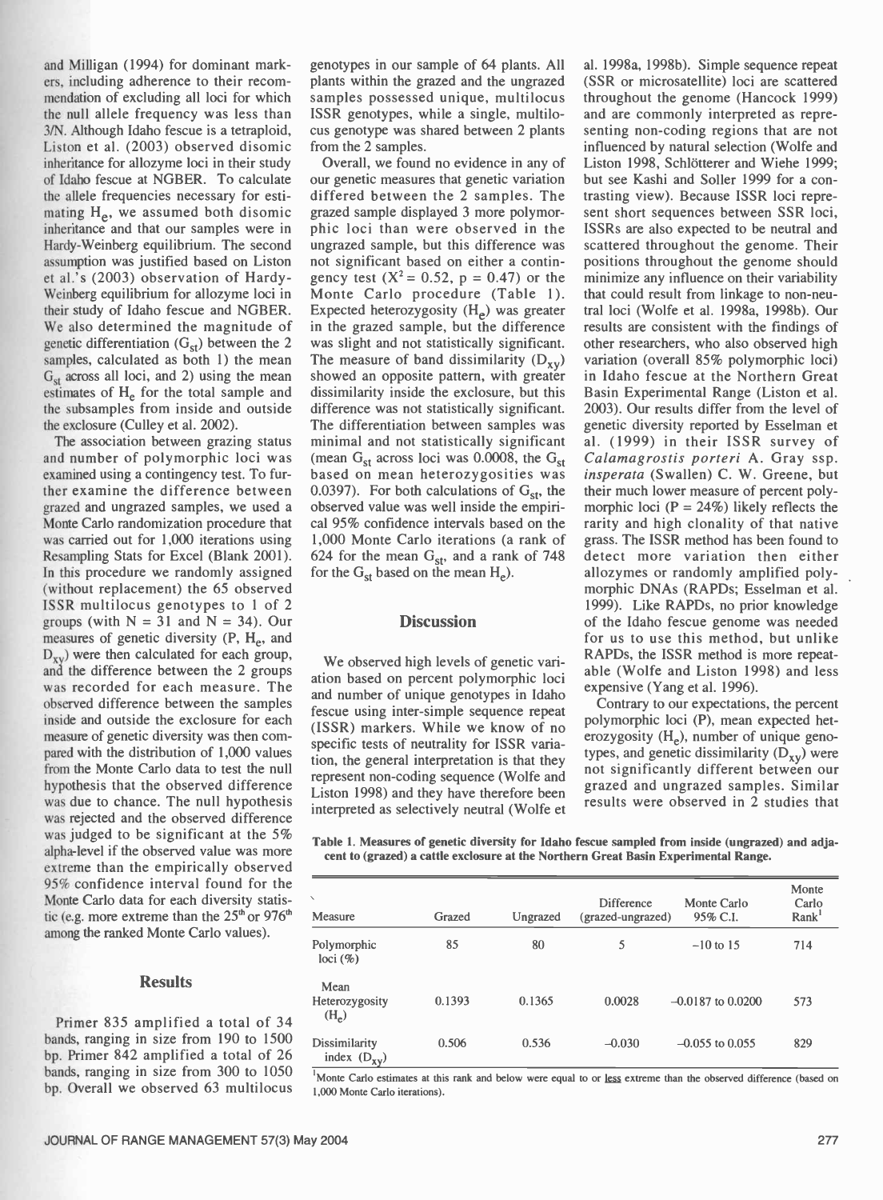and Milligan (1994) for dominant markers, including adherence to their recommendation of excluding all loci for which the null allele frequency was less than 3/N. Although Idaho fescue is a tetraploid, Liston et al. (2003) observed disomic inheritance for allozyme loci in their study of Idaho fescue at NGBER. To calculate the allele frequencies necessary for estimating $H_e$, we assumed both disomic inheritance and that our samples were in Hardy-Weinberg equilibrium. The second assumption was justified based on Liston et al.'s (2003) observation of Hardy-Weinberg equilibrium for allozyme loci in their study of Idaho fescue and NGBER. We also determined the magnitude of genetic differentiation ($G_{st}$) between the 2 samples, calculated as both 1) the mean $G_{st}$ across all loci, and 2) using the mean estimates of $H_e$ for the total sample and the subsamples from inside and outside the exclosure (Culley et al. 2002).

The association between grazing status and number of polymorphic loci was examined using a contingency test. To further examine the difference between grazed and ungrazed samples, we used a Monte Carlo randomization procedure that was carried out for 1,000 iterations using Resampling Stats for Excel (Blank 2001). In this procedure we randomly assigned (without replacement) the 65 observed ISSR multilocus genotypes to 1 of 2 groups (with N = 31 and N = 34). Our measures of genetic diversity (P, $H_e$, and $D_{xy}$) were then calculated for each group, and the difference between the 2 groups was recorded for each measure. The observed difference between the samples inside and outside the exclosure for each measure of genetic diversity was then compared with the distribution of 1,000 values from the Monte Carlo data to test the null hypothesis that the observed difference was due to chance. The null hypothesis was rejected and the observed difference was judged to be significant at the 5% alpha-level if the observed value was more extreme than the empirically observed 95% confidence interval found for the Monte Carlo data for each diversity statistic (e.g. more extreme than the 25[th] or 976[th] among the ranked Monte Carlo values).

## Results

Primer 835 amplified a total of 34 bands, ranging in size from 190 to 1500 bp. Primer 842 amplified a total of 26 bands, ranging in size from 300 to 1050 bp. Overall we observed 63 multilocus genotypes in our sample of 64 plants. All plants within the grazed and the ungrazed samples possessed unique, multilocus ISSR genotypes, while a single, multilocus genotype was shared between 2 plants from the 2 samples.

Overall, we found no evidence in any of our genetic measures that genetic variation differed between the 2 samples. The grazed sample displayed 3 more polymorphic loci than were observed in the ungrazed sample, but this difference was not significant based on either a contingency test ($X^2 = 0.52$, $p = 0.47$) or the Monte Carlo procedure (Table 1). Expected heterozygosity ($H_e$) was greater in the grazed sample, but the difference was slight and not statistically significant. The measure of band dissimilarity ($D_{xy}$) showed an opposite pattern, with greater dissimilarity inside the exclosure, but this difference was not statistically significant. The differentiation between samples was minimal and not statistically significant (mean $G_{st}$ across loci was 0.0008, the $G_{st}$ based on mean heterozygosities was 0.0397). For both calculations of $G_{st}$, the observed value was well inside the empirical 95% confidence intervals based on the 1,000 Monte Carlo iterations (a rank of 624 for the mean $G_{st}$, and a rank of 748 for the $G_{st}$ based on the mean $H_e$).

## Discussion

We observed high levels of genetic variation based on percent polymorphic loci and number of unique genotypes in Idaho fescue using inter-simple sequence repeat (ISSR) markers. While we know of no specific tests of neutrality for ISSR variation, the general interpretation is that they represent non-coding sequence (Wolfe and Liston 1998) and they have therefore been interpreted as selectively neutral (Wolfe et al. 1998a, 1998b). Simple sequence repeat (SSR or microsatellite) loci are scattered throughout the genome (Hancock 1999) and are commonly interpreted as representing non-coding regions that are not influenced by natural selection (Wolfe and Liston 1998, Schlötterer and Wiehe 1999; but see Kashi and Soller 1999 for a contrasting view). Because ISSR loci represent short sequences between SSR loci, ISSRs are also expected to be neutral and scattered throughout the genome. Their positions throughout the genome should minimize any influence on their variability that could result from linkage to non-neutral loci (Wolfe et al. 1998a, 1998b). Our results are consistent with the findings of other researchers, who also observed high variation (overall 85% polymorphic loci) in Idaho fescue at the Northern Great Basin Experimental Range (Liston et al. 2003). Our results differ from the level of genetic diversity reported by Esselman et al. (1999) in their ISSR survey of *Calamagrostis porteri* A. Gray ssp. *insperata* (Swallen) C. W. Greene, but their much lower measure of percent polymorphic loci (P = 24%) likely reflects the rarity and high clonality of that native grass. The ISSR method has been found to detect more variation then either allozymes or randomly amplified polymorphic DNAs (RAPDs; Esselman et al. 1999). Like RAPDs, no prior knowledge of the Idaho fescue genome was needed for us to use this method, but unlike RAPDs, the ISSR method is more repeatable (Wolfe and Liston 1998) and less expensive (Yang et al. 1996).

Contrary to our expectations, the percent polymorphic loci (P), mean expected heterozygosity ($H_e$), number of unique genotypes, and genetic dissimilarity ($D_{xy}$) were not significantly different between our grazed and ungrazed samples. Similar results were observed in 2 studies that

**Table 1. Measures of genetic diversity for Idaho fescue sampled from inside (ungrazed) and adjacent to (grazed) a cattle exclosure at the Northern Great Basin Experimental Range.**

| Measure | Grazed | Ungrazed | Difference (grazed-ungrazed) | Monte Carlo 95% C.I. | Monte Carlo Rank[1] |
|---|---|---|---|---|---|
| Polymorphic loci (%) | 85 | 80 | 5 | −10 to 15 | 714 |
| Mean Heterozygosity ($H_e$) | 0.1393 | 0.1365 | 0.0028 | −0.0187 to 0.0200 | 573 |
| Dissimilarity index ($D_{xy}$) | 0.506 | 0.536 | −0.030 | −0.055 to 0.055 | 829 |

[1]Monte Carlo estimates at this rank and below were equal to or less extreme than the observed difference (based on 1,000 Monte Carlo iterations).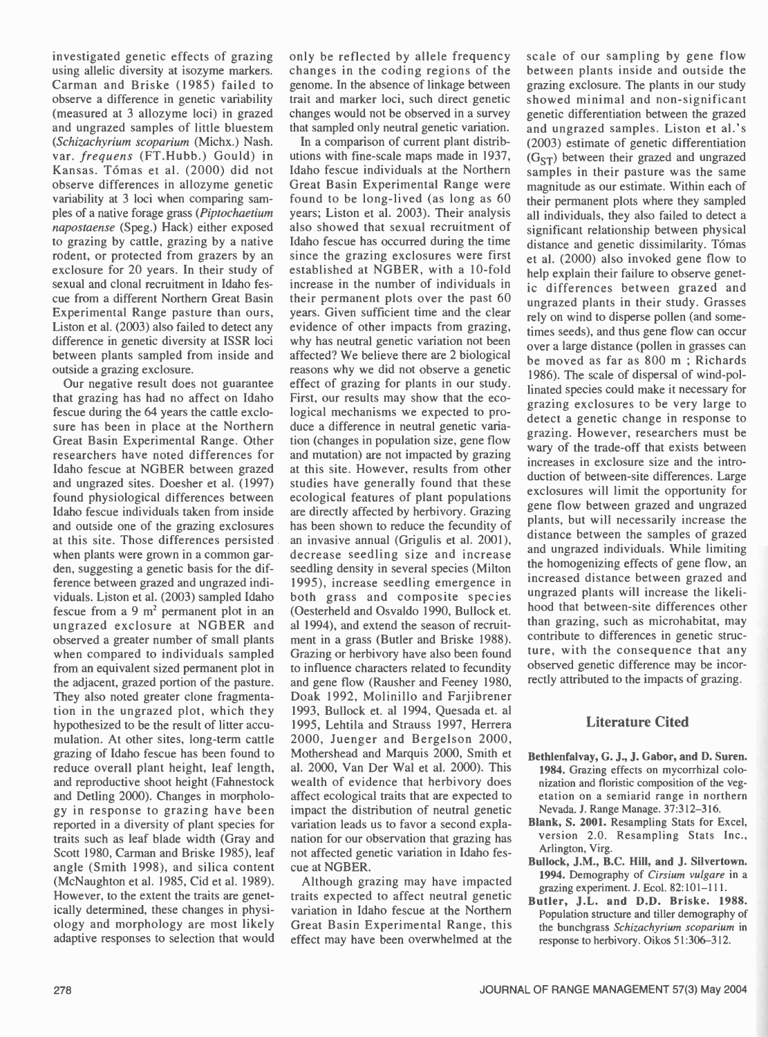investigated genetic effects of grazing using allelic diversity at isozyme markers. Carman and Briske (1985) failed to observe a difference in genetic variability (measured at 3 allozyme loci) in grazed and ungrazed samples of little bluestem (*Schizachyrium scoparium* (Michx.) Nash. var. *frequens* (F.T.Hubb.) Gould) in Kansas. Tómas et al. (2000) did not observe differences in allozyme genetic variability at 3 loci when comparing samples of a native forage grass (*Piptochaetium napostaense* (Speg.) Hack) either exposed to grazing by cattle, grazing by a native rodent, or protected from grazers by an exclosure for 20 years. In their study of sexual and clonal recruitment in Idaho fescue from a different Northern Great Basin Experimental Range pasture than ours, Liston et al. (2003) also failed to detect any difference in genetic diversity at ISSR loci between plants sampled from inside and outside a grazing exclosure.

Our negative result does not guarantee that grazing has had no affect on Idaho fescue during the 64 years the cattle exclosure has been in place at the Northern Great Basin Experimental Range. Other researchers have noted differences for Idaho fescue at NGBER between grazed and ungrazed sites. Doesher et al. (1997) found physiological differences between Idaho fescue individuals taken from inside and outside one of the grazing exclosures at this site. Those differences persisted when plants were grown in a common garden, suggesting a genetic basis for the difference between grazed and ungrazed individuals. Liston et al. (2003) sampled Idaho fescue from a 9 $m^2$ permanent plot in an ungrazed exclosure at NGBER and observed a greater number of small plants when compared to individuals sampled from an equivalent sized permanent plot in the adjacent, grazed portion of the pasture. They also noted greater clone fragmentation in the ungrazed plot, which they hypothesized to be the result of litter accumulation. At other sites, long-term cattle grazing of Idaho fescue has been found to reduce overall plant height, leaf length, and reproductive shoot height (Fahnestock and Detling 2000). Changes in morphology in response to grazing have been reported in a diversity of plant species for traits such as leaf blade width (Gray and Scott 1980, Carman and Briske 1985), leaf angle (Smith 1998), and silica content (McNaughton et al. 1985, Cid et al. 1989). However, to the extent the traits are genetically determined, these changes in physiology and morphology are most likely adaptive responses to selection that would only be reflected by allele frequency changes in the coding regions of the genome. In the absence of linkage between trait and marker loci, such direct genetic changes would not be observed in a survey that sampled only neutral genetic variation.

In a comparison of current plant distributions with fine-scale maps made in 1937, Idaho fescue individuals at the Northern Great Basin Experimental Range were found to be long-lived (as long as 60 years; Liston et al. 2003). Their analysis also showed that sexual recruitment of Idaho fescue has occurred during the time since the grazing exclosures were first established at NGBER, with a 10-fold increase in the number of individuals in their permanent plots over the past 60 years. Given sufficient time and the clear evidence of other impacts from grazing, why has neutral genetic variation not been affected? We believe there are 2 biological reasons why we did not observe a genetic effect of grazing for plants in our study. First, our results may show that the ecological mechanisms we expected to produce a difference in neutral genetic variation (changes in population size, gene flow and mutation) are not impacted by grazing at this site. However, results from other studies have generally found that these ecological features of plant populations are directly affected by herbivory. Grazing has been shown to reduce the fecundity of an invasive annual (Grigulis et al. 2001), decrease seedling size and increase seedling density in several species (Milton 1995), increase seedling emergence in both grass and composite species (Oesterheld and Osvaldo 1990, Bullock et. al 1994), and extend the season of recruitment in a grass (Butler and Briske 1988). Grazing or herbivory have also been found to influence characters related to fecundity and gene flow (Rausher and Feeney 1980, Doak 1992, Molinillo and Farjibrener 1993, Bullock et. al 1994, Quesada et. al 1995, Lehtila and Strauss 1997, Herrera 2000, Juenger and Bergelson 2000, Mothershead and Marquis 2000, Smith et al. 2000, Van Der Wal et al. 2000). This wealth of evidence that herbivory does affect ecological traits that are expected to impact the distribution of neutral genetic variation leads us to favor a second explanation for our observation that grazing has not affected genetic variation in Idaho fescue at NGBER.

Although grazing may have impacted traits expected to affect neutral genetic variation in Idaho fescue at the Northern Great Basin Experimental Range, this effect may have been overwhelmed at the scale of our sampling by gene flow between plants inside and outside the grazing exclosure. The plants in our study showed minimal and non-significant genetic differentiation between the grazed and ungrazed samples. Liston et al.'s (2003) estimate of genetic differentiation ($G_{ST}$) between their grazed and ungrazed samples in their pasture was the same magnitude as our estimate. Within each of their permanent plots where they sampled all individuals, they also failed to detect a significant relationship between physical distance and genetic dissimilarity. Tómas et al. (2000) also invoked gene flow to help explain their failure to observe genetic differences between grazed and ungrazed plants in their study. Grasses rely on wind to disperse pollen (and sometimes seeds), and thus gene flow can occur over a large distance (pollen in grasses can be moved as far as 800 m ; Richards 1986). The scale of dispersal of wind-pollinated species could make it necessary for grazing exclosures to be very large to detect a genetic change in response to grazing. However, researchers must be wary of the trade-off that exists between increases in exclosure size and the introduction of between-site differences. Large exclosures will limit the opportunity for gene flow between grazed and ungrazed plants, but will necessarily increase the distance between the samples of grazed and ungrazed individuals. While limiting the homogenizing effects of gene flow, an increased distance between grazed and ungrazed plants will increase the likelihood that between-site differences other than grazing, such as microhabitat, may contribute to differences in genetic structure, with the consequence that any observed genetic difference may be incorrectly attributed to the impacts of grazing.

## Literature Cited

**Bethlenfalvay, G. J., J. Gabor, and D. Suren. 1984.** Grazing effects on mycorrhizal colonization and floristic composition of the vegetation on a semiarid range in northern Nevada. J. Range Manage. 37:312–316.

**Blank, S. 2001.** Resampling Stats for Excel, version 2.0. Resampling Stats Inc., Arlington, Virg.

**Bullock, J.M., B.C. Hill, and J. Silvertown. 1994.** Demography of *Cirsium vulgare* in a grazing experiment. J. Ecol. 82:101–111.

**Butler, J.L. and D.D. Briske. 1988.** Population structure and tiller demography of the bunchgrass *Schizachyrium scoparium* in response to herbivory. Oikos 51:306–312.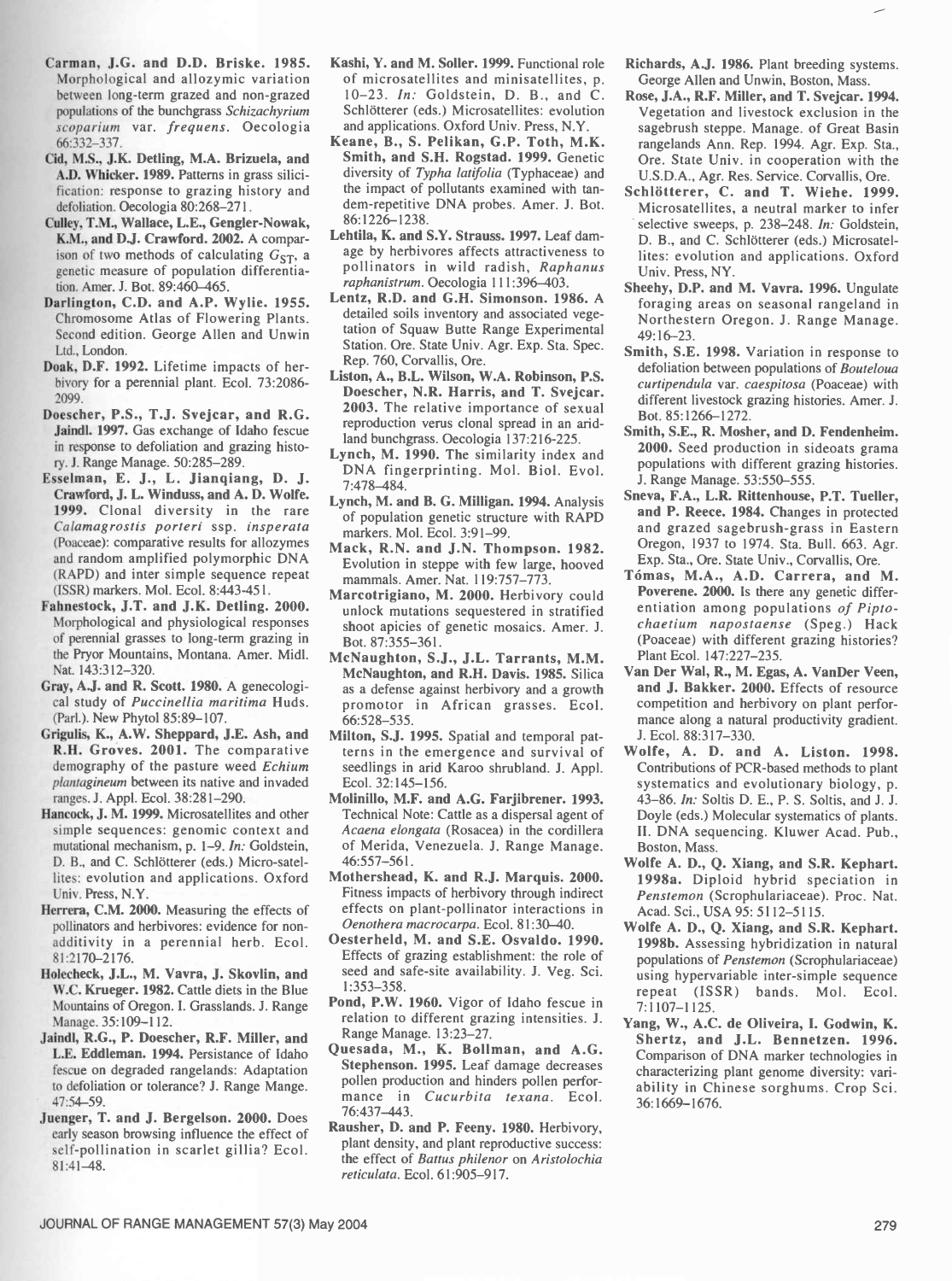**Carman, J.G. and D.D. Briske. 1985.** Morphological and allozymic variation between long-term grazed and non-grazed populations of the bunchgrass *Schizachyrium scoparium* var. *frequens*. Oecologia 66:332–337.

**Cid, M.S., J.K. Detling, M.A. Brizuela, and A.D. Whicker. 1989.** Patterns in grass silicification: response to grazing history and defoliation. Oecologia 80:268–271.

**Culley, T.M., Wallace, L.E., Gengler-Nowak, K.M., and D.J. Crawford. 2002.** A comparison of two methods of calculating $G_{ST}$, a genetic measure of population differentiation. Amer. J. Bot. 89:460–465.

**Darlington, C.D. and A.P. Wylie. 1955.** Chromosome Atlas of Flowering Plants. Second edition. George Allen and Unwin Ltd., London.

**Doak, D.F. 1992.** Lifetime impacts of herbivory for a perennial plant. Ecol. 73:2086-2099.

**Doescher, P.S., T.J. Svejcar, and R.G. Jaindl. 1997.** Gas exchange of Idaho fescue in response to defoliation and grazing history. J. Range Manage. 50:285–289.

**Esselman, E. J., L. Jianqiang, D. J. Crawford, J. L. Winduss, and A. D. Wolfe. 1999.** Clonal diversity in the rare *Calamagrostis porteri* ssp. *insperata* (Poaceae): comparative results for allozymes and random amplified polymorphic DNA (RAPD) and inter simple sequence repeat (ISSR) markers. Mol. Ecol. 8:443-451.

**Fahnestock, J.T. and J.K. Detling. 2000.** Morphological and physiological responses of perennial grasses to long-term grazing in the Pryor Mountains, Montana. Amer. Midl. Nat. 143:312–320.

**Gray, A.J. and R. Scott. 1980.** A genecological study of *Puccinellia maritima* Huds. (Parl.). New Phytol 85:89–107.

**Grigulis, K., A.W. Sheppard, J.E. Ash, and R.H. Groves. 2001.** The comparative demography of the pasture weed *Echium plantagineum* between its native and invaded ranges. J. Appl. Ecol. 38:281–290.

**Hancock, J. M. 1999.** Microsatellites and other simple sequences: genomic context and mutational mechanism, p. 1–9. *In:* Goldstein, D. B., and C. Schlötterer (eds.) Micro-satellites: evolution and applications. Oxford Univ. Press, N.Y.

**Herrera, C.M. 2000.** Measuring the effects of pollinators and herbivores: evidence for non-additivity in a perennial herb. Ecol. 81:2170–2176.

**Holecheck, J.L., M. Vavra, J. Skovlin, and W.C. Krueger. 1982.** Cattle diets in the Blue Mountains of Oregon. I. Grasslands. J. Range Manage. 35:109–112.

**Jaindl, R.G., P. Doescher, R.F. Miller, and L.E. Eddleman. 1994.** Persistance of Idaho fescue on degraded rangelands: Adaptation to defoliation or tolerance? J. Range Mange. 47:54–59.

**Juenger, T. and J. Bergelson. 2000.** Does early season browsing influence the effect of self-pollination in scarlet gillia? Ecol. 81:41–48.

**Kashi, Y. and M. Soller. 1999.** Functional role of microsatellites and minisatellites, p. 10–23. *In:* Goldstein, D. B., and C. Schlötterer (eds.) Microsatellites: evolution and applications. Oxford Univ. Press, N.Y.

**Keane, B., S. Pelikan, G.P. Toth, M.K. Smith, and S.H. Rogstad. 1999.** Genetic diversity of *Typha latifolia* (Typhaceae) and the impact of pollutants examined with tandem-repetitive DNA probes. Amer. J. Bot. 86:1226–1238.

**Lehtila, K. and S.Y. Strauss. 1997.** Leaf damage by herbivores affects attractiveness to pollinators in wild radish, *Raphanus raphanistrum*. Oecologia 111:396–403.

**Lentz, R.D. and G.H. Simonson. 1986.** A detailed soils inventory and associated vegetation of Squaw Butte Range Experimental Station. Ore. State Univ. Agr. Exp. Sta. Spec. Rep. 760, Corvallis, Ore.

**Liston, A., B.L. Wilson, W.A. Robinson, P.S. Doescher, N.R. Harris, and T. Svejcar. 2003.** The relative importance of sexual reproduction verus clonal spread in an aridland bunchgrass. Oecologia 137:216-225.

**Lynch, M. 1990.** The similarity index and DNA fingerprinting. Mol. Biol. Evol. 7:478–484.

**Lynch, M. and B. G. Milligan. 1994.** Analysis of population genetic structure with RAPD markers. Mol. Ecol. 3:91–99.

**Mack, R.N. and J.N. Thompson. 1982.** Evolution in steppe with few large, hooved mammals. Amer. Nat. 119:757–773.

**Marcotrigiano, M. 2000.** Herbivory could unlock mutations sequestered in stratified shoot apicies of genetic mosaics. Amer. J. Bot. 87:355–361.

**McNaughton, S.J., J.L. Tarrants, M.M. McNaughton, and R.H. Davis. 1985.** Silica as a defense against herbivory and a growth promotor in African grasses. Ecol. 66:528–535.

**Milton, S.J. 1995.** Spatial and temporal patterns in the emergence and survival of seedlings in arid Karoo shrubland. J. Appl. Ecol. 32:145–156.

**Molinillo, M.F. and A.G. Farjibrener. 1993.** Technical Note: Cattle as a dispersal agent of *Acaena elongata* (Rosacea) in the cordillera of Merida, Venezuela. J. Range Manage. 46:557–561.

**Mothershead, K. and R.J. Marquis. 2000.** Fitness impacts of herbivory through indirect effects on plant-pollinator interactions in *Oenothera macrocarpa*. Ecol. 81:30–40.

**Oesterheld, M. and S.E. Osvaldo. 1990.** Effects of grazing establishment: the role of seed and safe-site availability. J. Veg. Sci. 1:353–358.

**Pond, P.W. 1960.** Vigor of Idaho fescue in relation to different grazing intensities. J. Range Manage. 13:23–27.

**Quesada, M., K. Bollman, and A.G. Stephenson. 1995.** Leaf damage decreases pollen production and hinders pollen performance in *Cucurbita texana*. Ecol. 76:437–443.

**Rausher, D. and P. Feeny. 1980.** Herbivory, plant density, and plant reproductive success: the effect of *Battus philenor* on *Aristolochia reticulata*. Ecol. 61:905–917.

**Richards, A.J. 1986.** Plant breeding systems. George Allen and Unwin, Boston, Mass.

**Rose, J.A., R.F. Miller, and T. Svejcar. 1994.** Vegetation and livestock exclusion in the sagebrush steppe. Manage. of Great Basin rangelands Ann. Rep. 1994. Agr. Exp. Sta., Ore. State Univ. in cooperation with the U.S.D.A., Agr. Res. Service. Corvallis, Ore.

**Schlötterer, C. and T. Wiehe. 1999.** Microsatellites, a neutral marker to infer selective sweeps, p. 238–248. *In:* Goldstein, D. B., and C. Schlötterer (eds.) Microsatellites: evolution and applications. Oxford Univ. Press, NY.

**Sheehy, D.P. and M. Vavra. 1996.** Ungulate foraging areas on seasonal rangeland in Northestern Oregon. J. Range Manage. 49:16–23.

**Smith, S.E. 1998.** Variation in response to defoliation between populations of *Bouteloua curtipendula* var. *caespitosa* (Poaceae) with different livestock grazing histories. Amer. J. Bot. 85:1266–1272.

**Smith, S.E., R. Mosher, and D. Fendenheim. 2000.** Seed production in sideoats grama populations with different grazing histories. J. Range Manage. 53:550–555.

**Sneva, F.A., L.R. Rittenhouse, P.T. Tueller, and P. Reece. 1984.** Changes in protected and grazed sagebrush-grass in Eastern Oregon, 1937 to 1974. Sta. Bull. 663. Agr. Exp. Sta., Ore. State Univ., Corvallis, Ore.

**Tómas, M.A., A.D. Carrera, and M. Poverene. 2000.** Is there any genetic differentiation among populations *of Piptochaetium napostaense* (Speg.) Hack (Poaceae) with different grazing histories? Plant Ecol. 147:227–235.

**Van Der Wal, R., M. Egas, A. VanDer Veen, and J. Bakker. 2000.** Effects of resource competition and herbivory on plant performance along a natural productivity gradient. J. Ecol. 88:317–330.

**Wolfe, A. D. and A. Liston. 1998.** Contributions of PCR-based methods to plant systematics and evolutionary biology, p. 43–86. *In:* Soltis D. E., P. S. Soltis, and J. J. Doyle (eds.) Molecular systematics of plants. II. DNA sequencing. Kluwer Acad. Pub., Boston, Mass.

**Wolfe A. D., Q. Xiang, and S.R. Kephart. 1998a.** Diploid hybrid speciation in *Penstemon* (Scrophulariaceae). Proc. Nat. Acad. Sci., USA 95: 5112–5115.

**Wolfe A. D., Q. Xiang, and S.R. Kephart. 1998b.** Assessing hybridization in natural populations of *Penstemon* (Scrophulariaceae) using hypervariable inter-simple sequence repeat (ISSR) bands. Mol. Ecol. 7:1107–1125.

**Yang, W., A.C. de Oliveira, I. Godwin, K. Shertz, and J.L. Bennetzen. 1996.** Comparison of DNA marker technologies in characterizing plant genome diversity: variability in Chinese sorghums. Crop Sci. 36:1669–1676.